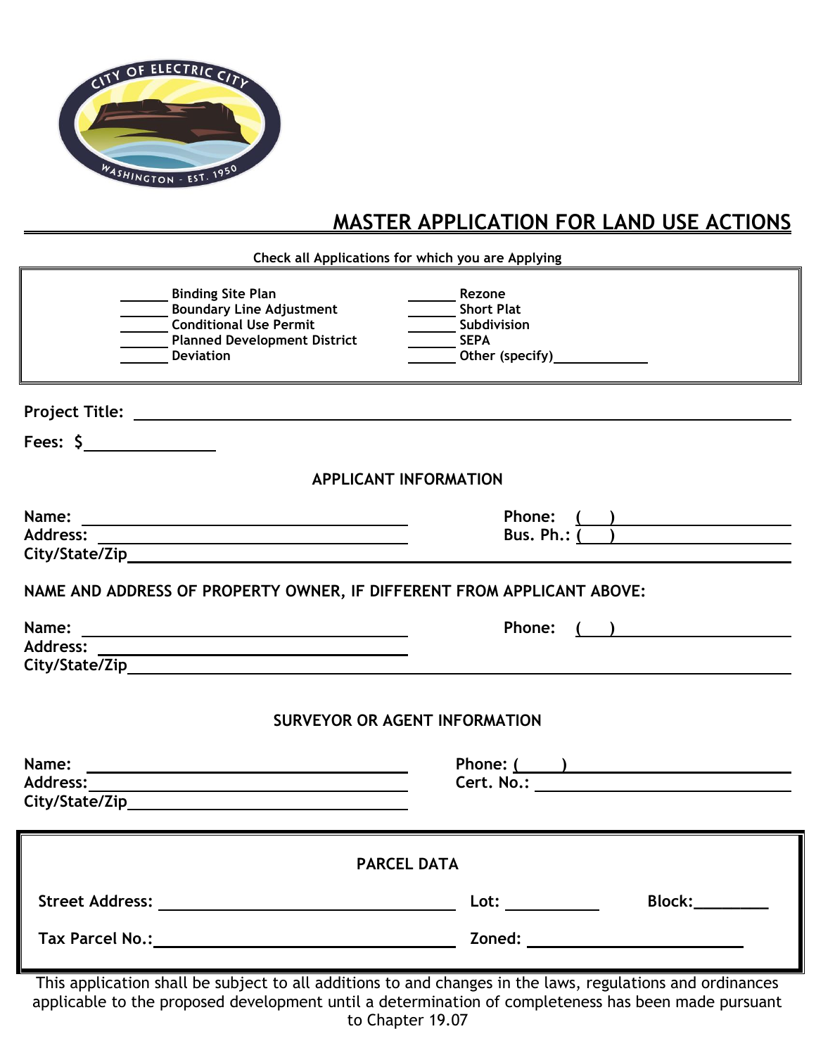# MASTER APPLICATION FOR LAND USE ACTIONS

**Check all Applications for which you are Applying**

| | |
|---|---|
| ______ Binding Site Plan | ______ Rezone |
| ______ Boundary Line Adjustment | ______ Short Plat |
| ______ Conditional Use Permit | ______ Subdivision |
| ______ Planned Development District | ______ SEPA |
| ______ Deviation | ______ Other (specify)__________ |

**Project Title:** ______________________________________________

**Fees: $**______________

## APPLICANT INFORMATION

**Name:** ______________________________ **Phone:** ( ) ______________

**Address:** ______________________________ **Bus. Ph.:** ( ) ______________

**City/State/Zip** ______________________________________________

**NAME AND ADDRESS OF PROPERTY OWNER, IF DIFFERENT FROM APPLICANT ABOVE:**

**Name:** ______________________________ **Phone:** ( ) ______________

**Address:** ______________________________

**City/State/Zip** ______________________________________________

## SURVEYOR OR AGENT INFORMATION

**Name:** ______________________________ **Phone:** ( ) ______________

**Address:** ______________________________ **Cert. No.:** ______________

**City/State/Zip** ______________________________

## PARCEL DATA

**Street Address:** ______________________________ **Lot:** __________ **Block:** ________

**Tax Parcel No.:** ______________________________ **Zoned:** ______________

This application shall be subject to all additions to and changes in the laws, regulations and ordinances applicable to the proposed development until a determination of completeness has been made pursuant to Chapter 19.07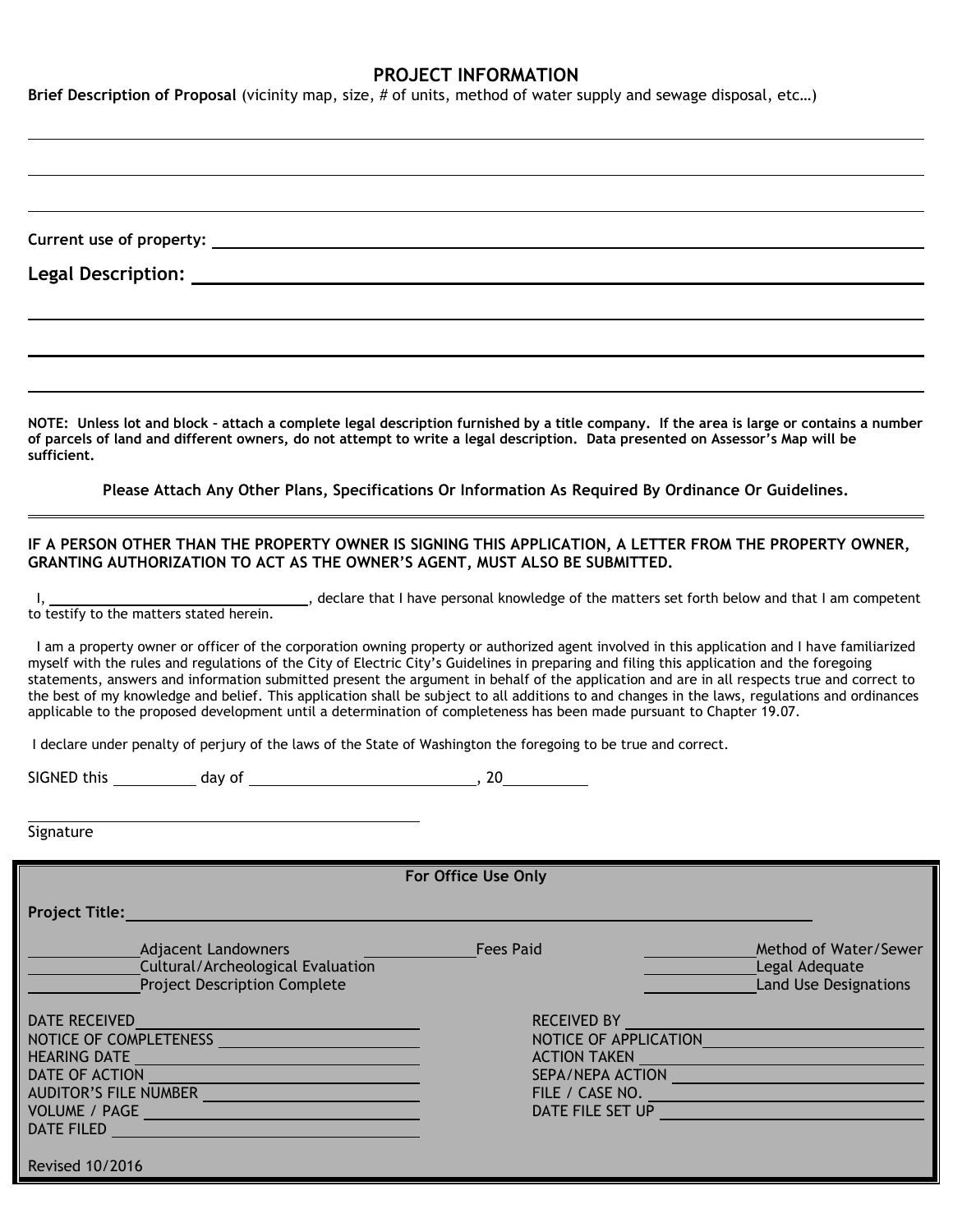## PROJECT INFORMATION

**Brief Description of Proposal** (vicinity map, size, # of units, method of water supply and sewage disposal, etc…)

______________________________________________________________________

______________________________________________________________________

______________________________________________________________________

**Current use of property:** ______________________________________________________________________

**Legal Description:** ______________________________________________________________________

______________________________________________________________________

______________________________________________________________________

______________________________________________________________________

**NOTE: Unless lot and block – attach a complete legal description furnished by a title company. If the area is large or contains a number of parcels of land and different owners, do not attempt to write a legal description. Data presented on Assessor's Map will be sufficient.**

**Please Attach Any Other Plans, Specifications Or Information As Required By Ordinance Or Guidelines.**

---

**IF A PERSON OTHER THAN THE PROPERTY OWNER IS SIGNING THIS APPLICATION, A LETTER FROM THE PROPERTY OWNER, GRANTING AUTHORIZATION TO ACT AS THE OWNER'S AGENT, MUST ALSO BE SUBMITTED.**

I, ______________________, declare that I have personal knowledge of the matters set forth below and that I am competent to testify to the matters stated herein.

I am a property owner or officer of the corporation owning property or authorized agent involved in this application and I have familiarized myself with the rules and regulations of the City of Electric City's Guidelines in preparing and filing this application and the foregoing statements, answers and information submitted present the argument in behalf of the application and are in all respects true and correct to the best of my knowledge and belief. This application shall be subject to all additions to and changes in the laws, regulations and ordinances applicable to the proposed development until a determination of completeness has been made pursuant to Chapter 19.07.

I declare under penalty of perjury of the laws of the State of Washington the foregoing to be true and correct.

SIGNED this __________ day of ______________________, 20__________

______________________________________

Signature

---

**For Office Use Only**

**Project Title:** ______________________________________________________________________

__________ Adjacent Landowners

__________ Cultural/Archeological Evaluation

__________ Project Description Complete

__________ Fees Paid

__________ Method of Water/Sewer

__________ Legal Adequate

__________ Land Use Designations

DATE RECEIVED ______________________

NOTICE OF COMPLETENESS ______________________

HEARING DATE ______________________

DATE OF ACTION ______________________

AUDITOR'S FILE NUMBER ______________________

VOLUME / PAGE ______________________

DATE FILED ______________________

RECEIVED BY ______________________

NOTICE OF APPLICATION ______________________

ACTION TAKEN ______________________

SEPA/NEPA ACTION ______________________

FILE / CASE NO. ______________________

DATE FILE SET UP ______________________

Revised 10/2016